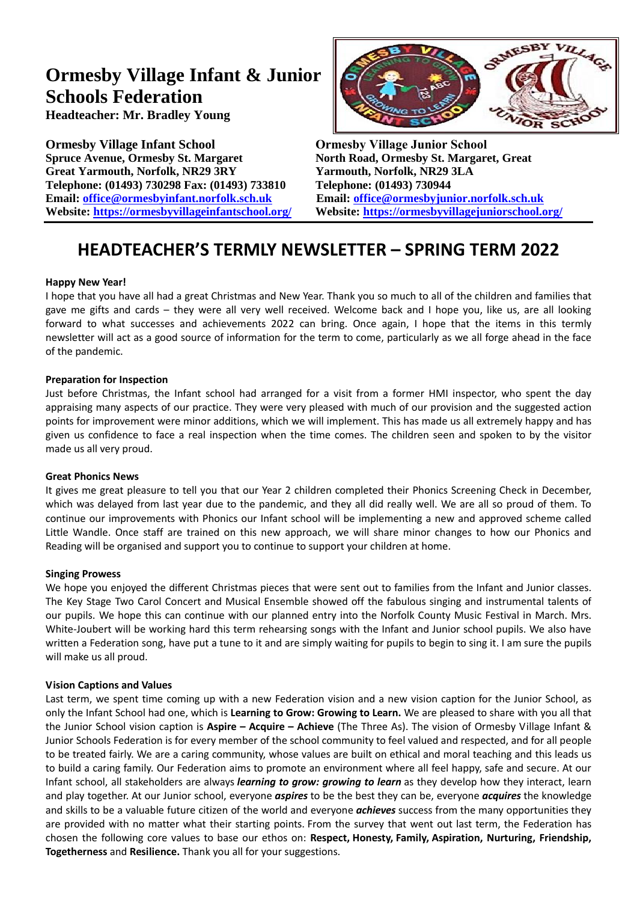# Ormesby Village Infant & Junior Schools Federation

**Headteacher: Mr. Bradley Young**

**Ormesby Village Infant School**
**Spruce Avenue, Ormesby St. Margaret**
**Great Yarmouth, Norfolk, NR29 3RY**
**Telephone: (01493) 730298 Fax: (01493) 733810**
**Email: office@ormesbyinfant.norfolk.sch.uk**
**Website: https://ormesbyvillageinfantschool.org/**

**Ormesby Village Junior School**
**North Road, Ormesby St. Margaret, Great Yarmouth, Norfolk, NR29 3LA**
**Telephone: (01493) 730944**
**Email: office@ormesbyjunior.norfolk.sch.uk**
**Website: https://ormesbyvillagejuniorschool.org/**

## HEADTEACHER'S TERMLY NEWSLETTER – SPRING TERM 2022

**Happy New Year!**

I hope that you have all had a great Christmas and New Year. Thank you so much to all of the children and families that gave me gifts and cards – they were all very well received. Welcome back and I hope you, like us, are all looking forward to what successes and achievements 2022 can bring. Once again, I hope that the items in this termly newsletter will act as a good source of information for the term to come, particularly as we all forge ahead in the face of the pandemic.

**Preparation for Inspection**

Just before Christmas, the Infant school had arranged for a visit from a former HMI inspector, who spent the day appraising many aspects of our practice. They were very pleased with much of our provision and the suggested action points for improvement were minor additions, which we will implement. This has made us all extremely happy and has given us confidence to face a real inspection when the time comes. The children seen and spoken to by the visitor made us all very proud.

**Great Phonics News**

It gives me great pleasure to tell you that our Year 2 children completed their Phonics Screening Check in December, which was delayed from last year due to the pandemic, and they all did really well. We are all so proud of them. To continue our improvements with Phonics our Infant school will be implementing a new and approved scheme called Little Wandle. Once staff are trained on this new approach, we will share minor changes to how our Phonics and Reading will be organised and support you to continue to support your children at home.

**Singing Prowess**

We hope you enjoyed the different Christmas pieces that were sent out to families from the Infant and Junior classes. The Key Stage Two Carol Concert and Musical Ensemble showed off the fabulous singing and instrumental talents of our pupils. We hope this can continue with our planned entry into the Norfolk County Music Festival in March. Mrs. White-Joubert will be working hard this term rehearsing songs with the Infant and Junior school pupils. We also have written a Federation song, have put a tune to it and are simply waiting for pupils to begin to sing it. I am sure the pupils will make us all proud.

**Vision Captions and Values**

Last term, we spent time coming up with a new Federation vision and a new vision caption for the Junior School, as only the Infant School had one, which is **Learning to Grow: Growing to Learn.** We are pleased to share with you all that the Junior School vision caption is **Aspire – Acquire – Achieve** (The Three As). The vision of Ormesby Village Infant & Junior Schools Federation is for every member of the school community to feel valued and respected, and for all people to be treated fairly. We are a caring community, whose values are built on ethical and moral teaching and this leads us to build a caring family. Our Federation aims to promote an environment where all feel happy, safe and secure. At our Infant school, all stakeholders are always ***learning to grow: growing to learn*** as they develop how they interact, learn and play together. At our Junior school, everyone ***aspires*** to be the best they can be, everyone ***acquires*** the knowledge and skills to be a valuable future citizen of the world and everyone ***achieves*** success from the many opportunities they are provided with no matter what their starting points. From the survey that went out last term, the Federation has chosen the following core values to base our ethos on: **Respect, Honesty, Family, Aspiration, Nurturing, Friendship, Togetherness** and **Resilience.** Thank you all for your suggestions.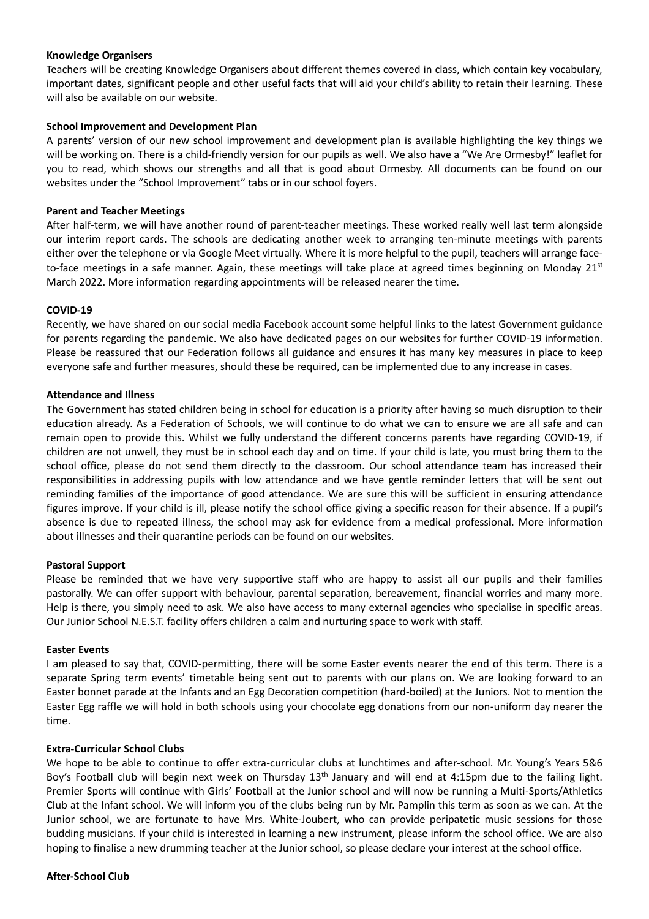**Knowledge Organisers**

Teachers will be creating Knowledge Organisers about different themes covered in class, which contain key vocabulary, important dates, significant people and other useful facts that will aid your child's ability to retain their learning. These will also be available on our website.

**School Improvement and Development Plan**

A parents' version of our new school improvement and development plan is available highlighting the key things we will be working on. There is a child-friendly version for our pupils as well. We also have a "We Are Ormesby!" leaflet for you to read, which shows our strengths and all that is good about Ormesby. All documents can be found on our websites under the "School Improvement" tabs or in our school foyers.

**Parent and Teacher Meetings**

After half-term, we will have another round of parent-teacher meetings. These worked really well last term alongside our interim report cards. The schools are dedicating another week to arranging ten-minute meetings with parents either over the telephone or via Google Meet virtually. Where it is more helpful to the pupil, teachers will arrange face-to-face meetings in a safe manner. Again, these meetings will take place at agreed times beginning on Monday 21st March 2022. More information regarding appointments will be released nearer the time.

**COVID-19**

Recently, we have shared on our social media Facebook account some helpful links to the latest Government guidance for parents regarding the pandemic. We also have dedicated pages on our websites for further COVID-19 information. Please be reassured that our Federation follows all guidance and ensures it has many key measures in place to keep everyone safe and further measures, should these be required, can be implemented due to any increase in cases.

**Attendance and Illness**

The Government has stated children being in school for education is a priority after having so much disruption to their education already. As a Federation of Schools, we will continue to do what we can to ensure we are all safe and can remain open to provide this. Whilst we fully understand the different concerns parents have regarding COVID-19, if children are not unwell, they must be in school each day and on time. If your child is late, you must bring them to the school office, please do not send them directly to the classroom. Our school attendance team has increased their responsibilities in addressing pupils with low attendance and we have gentle reminder letters that will be sent out reminding families of the importance of good attendance. We are sure this will be sufficient in ensuring attendance figures improve. If your child is ill, please notify the school office giving a specific reason for their absence. If a pupil's absence is due to repeated illness, the school may ask for evidence from a medical professional. More information about illnesses and their quarantine periods can be found on our websites.

**Pastoral Support**

Please be reminded that we have very supportive staff who are happy to assist all our pupils and their families pastorally. We can offer support with behaviour, parental separation, bereavement, financial worries and many more. Help is there, you simply need to ask. We also have access to many external agencies who specialise in specific areas. Our Junior School N.E.S.T. facility offers children a calm and nurturing space to work with staff.

**Easter Events**

I am pleased to say that, COVID-permitting, there will be some Easter events nearer the end of this term. There is a separate Spring term events' timetable being sent out to parents with our plans on. We are looking forward to an Easter bonnet parade at the Infants and an Egg Decoration competition (hard-boiled) at the Juniors. Not to mention the Easter Egg raffle we will hold in both schools using your chocolate egg donations from our non-uniform day nearer the time.

**Extra-Curricular School Clubs**

We hope to be able to continue to offer extra-curricular clubs at lunchtimes and after-school. Mr. Young's Years 5&6 Boy's Football club will begin next week on Thursday 13th January and will end at 4:15pm due to the failing light. Premier Sports will continue with Girls' Football at the Junior school and will now be running a Multi-Sports/Athletics Club at the Infant school. We will inform you of the clubs being run by Mr. Pamplin this term as soon as we can. At the Junior school, we are fortunate to have Mrs. White-Joubert, who can provide peripatetic music sessions for those budding musicians. If your child is interested in learning a new instrument, please inform the school office. We are also hoping to finalise a new drumming teacher at the Junior school, so please declare your interest at the school office.

**After-School Club**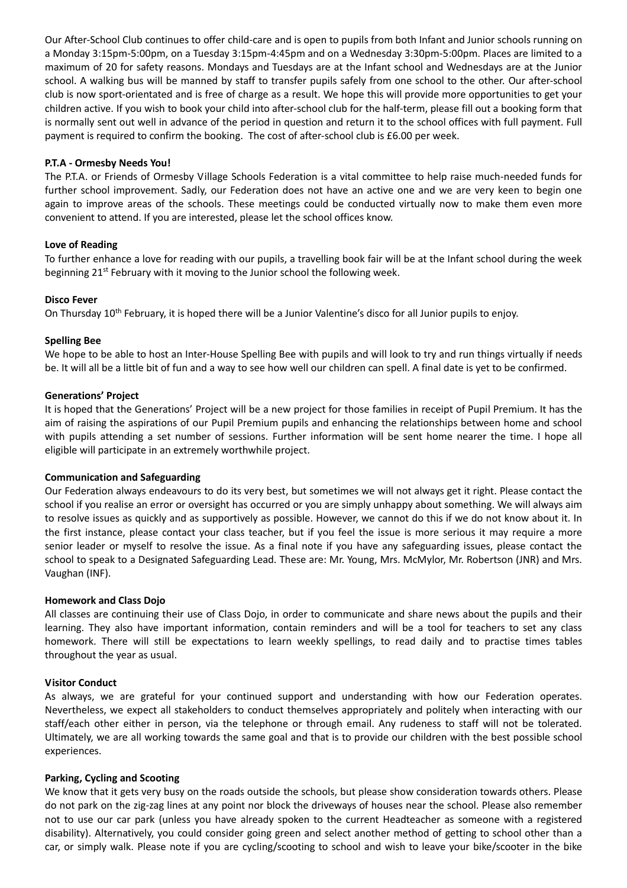Our After-School Club continues to offer child-care and is open to pupils from both Infant and Junior schools running on a Monday 3:15pm-5:00pm, on a Tuesday 3:15pm-4:45pm and on a Wednesday 3:30pm-5:00pm. Places are limited to a maximum of 20 for safety reasons. Mondays and Tuesdays are at the Infant school and Wednesdays are at the Junior school. A walking bus will be manned by staff to transfer pupils safely from one school to the other. Our after-school club is now sport-orientated and is free of charge as a result. We hope this will provide more opportunities to get your children active. If you wish to book your child into after-school club for the half-term, please fill out a booking form that is normally sent out well in advance of the period in question and return it to the school offices with full payment. Full payment is required to confirm the booking. The cost of after-school club is £6.00 per week.

**P.T.A - Ormesby Needs You!**

The P.T.A. or Friends of Ormesby Village Schools Federation is a vital committee to help raise much-needed funds for further school improvement. Sadly, our Federation does not have an active one and we are very keen to begin one again to improve areas of the schools. These meetings could be conducted virtually now to make them even more convenient to attend. If you are interested, please let the school offices know.

**Love of Reading**

To further enhance a love for reading with our pupils, a travelling book fair will be at the Infant school during the week beginning 21st February with it moving to the Junior school the following week.

**Disco Fever**

On Thursday 10th February, it is hoped there will be a Junior Valentine's disco for all Junior pupils to enjoy.

**Spelling Bee**

We hope to be able to host an Inter-House Spelling Bee with pupils and will look to try and run things virtually if needs be. It will all be a little bit of fun and a way to see how well our children can spell. A final date is yet to be confirmed.

**Generations' Project**

It is hoped that the Generations' Project will be a new project for those families in receipt of Pupil Premium. It has the aim of raising the aspirations of our Pupil Premium pupils and enhancing the relationships between home and school with pupils attending a set number of sessions. Further information will be sent home nearer the time. I hope all eligible will participate in an extremely worthwhile project.

**Communication and Safeguarding**

Our Federation always endeavours to do its very best, but sometimes we will not always get it right. Please contact the school if you realise an error or oversight has occurred or you are simply unhappy about something. We will always aim to resolve issues as quickly and as supportively as possible. However, we cannot do this if we do not know about it. In the first instance, please contact your class teacher, but if you feel the issue is more serious it may require a more senior leader or myself to resolve the issue. As a final note if you have any safeguarding issues, please contact the school to speak to a Designated Safeguarding Lead. These are: Mr. Young, Mrs. McMylor, Mr. Robertson (JNR) and Mrs. Vaughan (INF).

**Homework and Class Dojo**

All classes are continuing their use of Class Dojo, in order to communicate and share news about the pupils and their learning. They also have important information, contain reminders and will be a tool for teachers to set any class homework. There will still be expectations to learn weekly spellings, to read daily and to practise times tables throughout the year as usual.

**Visitor Conduct**

As always, we are grateful for your continued support and understanding with how our Federation operates. Nevertheless, we expect all stakeholders to conduct themselves appropriately and politely when interacting with our staff/each other either in person, via the telephone or through email. Any rudeness to staff will not be tolerated. Ultimately, we are all working towards the same goal and that is to provide our children with the best possible school experiences.

**Parking, Cycling and Scooting**

We know that it gets very busy on the roads outside the schools, but please show consideration towards others. Please do not park on the zig-zag lines at any point nor block the driveways of houses near the school. Please also remember not to use our car park (unless you have already spoken to the current Headteacher as someone with a registered disability). Alternatively, you could consider going green and select another method of getting to school other than a car, or simply walk. Please note if you are cycling/scooting to school and wish to leave your bike/scooter in the bike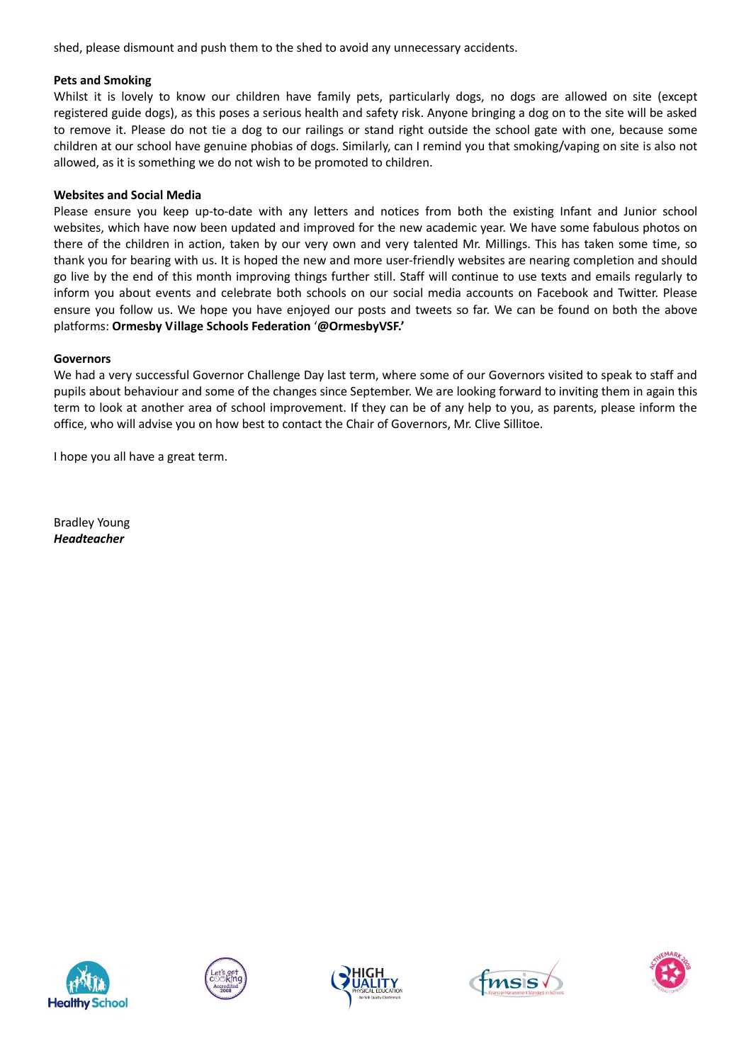shed, please dismount and push them to the shed to avoid any unnecessary accidents.

**Pets and Smoking**

Whilst it is lovely to know our children have family pets, particularly dogs, no dogs are allowed on site (except registered guide dogs), as this poses a serious health and safety risk. Anyone bringing a dog on to the site will be asked to remove it. Please do not tie a dog to our railings or stand right outside the school gate with one, because some children at our school have genuine phobias of dogs. Similarly, can I remind you that smoking/vaping on site is also not allowed, as it is something we do not wish to be promoted to children.

**Websites and Social Media**

Please ensure you keep up-to-date with any letters and notices from both the existing Infant and Junior school websites, which have now been updated and improved for the new academic year. We have some fabulous photos on there of the children in action, taken by our very own and very talented Mr. Millings. This has taken some time, so thank you for bearing with us. It is hoped the new and more user-friendly websites are nearing completion and should go live by the end of this month improving things further still. Staff will continue to use texts and emails regularly to inform you about events and celebrate both schools on our social media accounts on Facebook and Twitter. Please ensure you follow us. We hope you have enjoyed our posts and tweets so far. We can be found on both the above platforms: **Ormesby Village Schools Federation** '**@OrmesbyVSF.'**

**Governors**

We had a very successful Governor Challenge Day last term, where some of our Governors visited to speak to staff and pupils about behaviour and some of the changes since September. We are looking forward to inviting them in again this term to look at another area of school improvement. If they can be of any help to you, as parents, please inform the office, who will advise you on how best to contact the Chair of Governors, Mr. Clive Sillitoe.

I hope you all have a great term.

Bradley Young
***Headteacher***